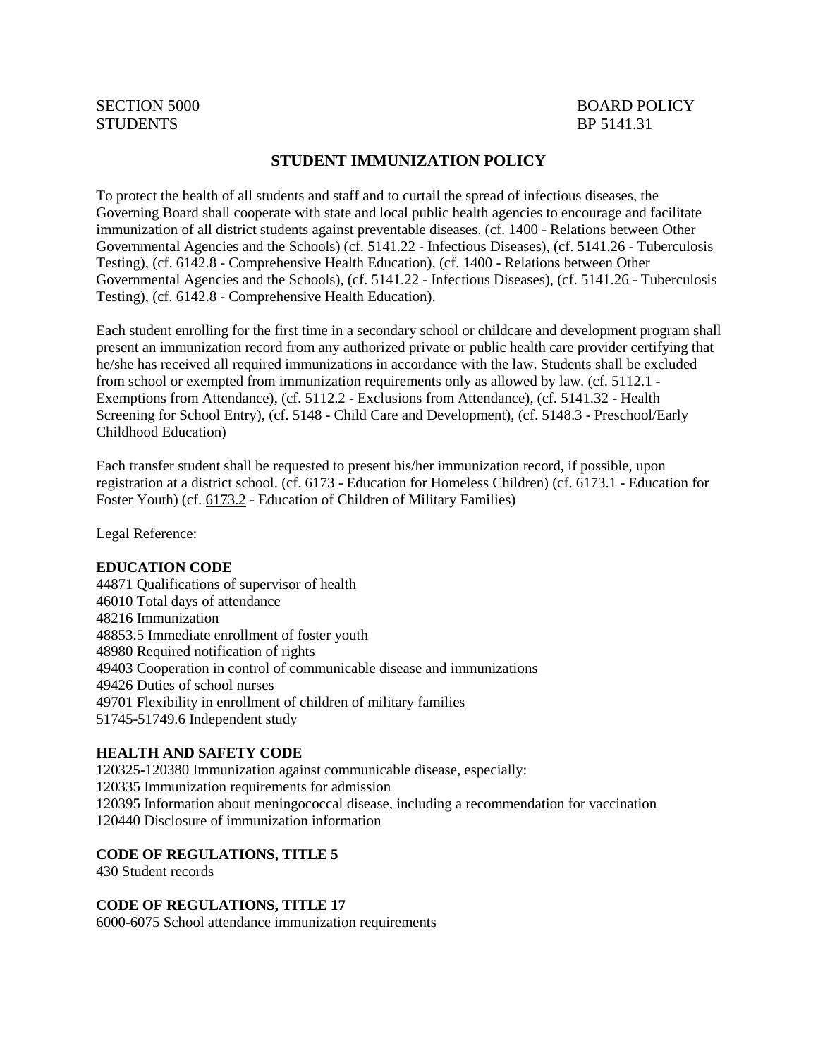SECTION 5000 BOARD POLICY
STUDENTS BP 5141.31

## STUDENT IMMUNIZATION POLICY

To protect the health of all students and staff and to curtail the spread of infectious diseases, the Governing Board shall cooperate with state and local public health agencies to encourage and facilitate immunization of all district students against preventable diseases. (cf. 1400 - Relations between Other Governmental Agencies and the Schools) (cf. 5141.22 - Infectious Diseases), (cf. 5141.26 - Tuberculosis Testing), (cf. 6142.8 - Comprehensive Health Education), (cf. 1400 - Relations between Other Governmental Agencies and the Schools), (cf. 5141.22 - Infectious Diseases), (cf. 5141.26 - Tuberculosis Testing), (cf. 6142.8 - Comprehensive Health Education).

Each student enrolling for the first time in a secondary school or childcare and development program shall present an immunization record from any authorized private or public health care provider certifying that he/she has received all required immunizations in accordance with the law. Students shall be excluded from school or exempted from immunization requirements only as allowed by law. (cf. 5112.1 - Exemptions from Attendance), (cf. 5112.2 - Exclusions from Attendance), (cf. 5141.32 - Health Screening for School Entry), (cf. 5148 - Child Care and Development), (cf. 5148.3 - Preschool/Early Childhood Education)

Each transfer student shall be requested to present his/her immunization record, if possible, upon registration at a district school. (cf. 6173 - Education for Homeless Children) (cf. 6173.1 - Education for Foster Youth) (cf. 6173.2 - Education of Children of Military Families)

Legal Reference:

**EDUCATION CODE**
44871 Qualifications of supervisor of health
46010 Total days of attendance
48216 Immunization
48853.5 Immediate enrollment of foster youth
48980 Required notification of rights
49403 Cooperation in control of communicable disease and immunizations
49426 Duties of school nurses
49701 Flexibility in enrollment of children of military families
51745-51749.6 Independent study

**HEALTH AND SAFETY CODE**
120325-120380 Immunization against communicable disease, especially:
120335 Immunization requirements for admission
120395 Information about meningococcal disease, including a recommendation for vaccination
120440 Disclosure of immunization information

**CODE OF REGULATIONS, TITLE 5**
430 Student records

**CODE OF REGULATIONS, TITLE 17**
6000-6075 School attendance immunization requirements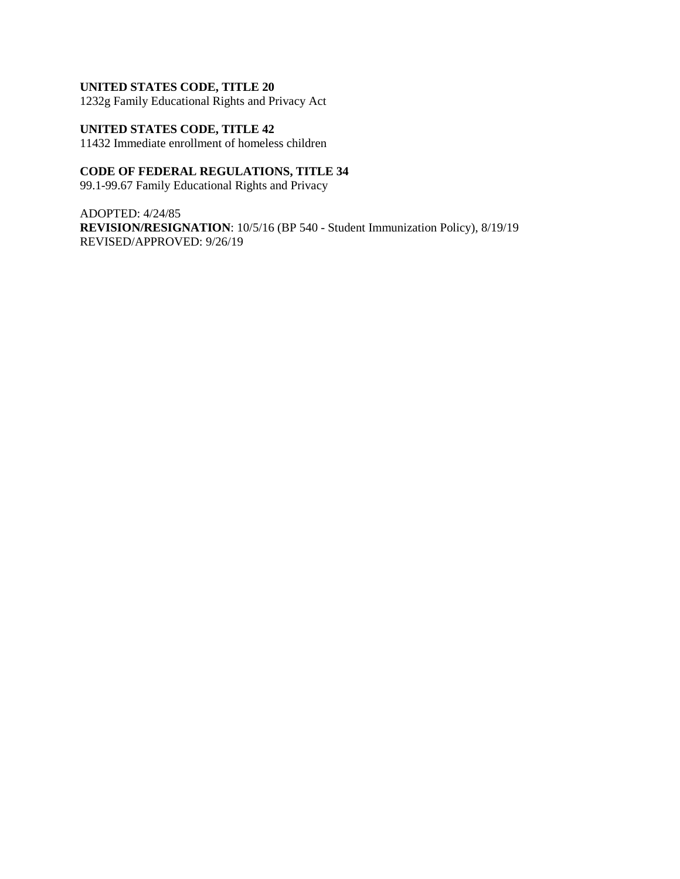**UNITED STATES CODE, TITLE 20**
1232g Family Educational Rights and Privacy Act

**UNITED STATES CODE, TITLE 42**
11432 Immediate enrollment of homeless children

**CODE OF FEDERAL REGULATIONS, TITLE 34**
99.1-99.67 Family Educational Rights and Privacy

ADOPTED: 4/24/85
**REVISION/RESIGNATION**: 10/5/16 (BP 540 - Student Immunization Policy), 8/19/19
REVISED/APPROVED: 9/26/19